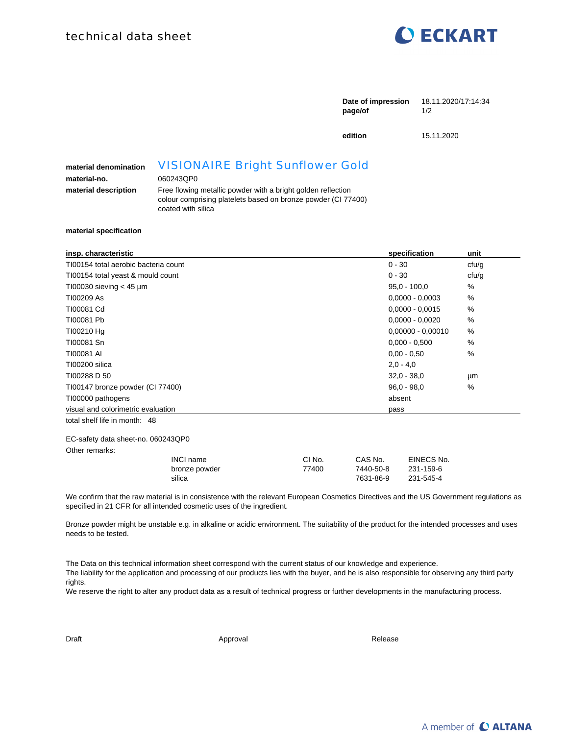technical data sheet

ECKART

**Date of impression** 18.11.2020/17:14:34

**edition** 15.11.2020

**material denomination** VISIONAIRE Bright Sunflower Gold

**material-no.** 060243QP0

**material description** Free flowing metallic powder with a bright golden reflection colour comprising platelets based on bronze powder (CI 77400) coated with silica

**material specification**

| insp. characteristic | specification | unit |
|---|---|---|
| TI00154 total aerobic bacteria count | 0 - 30 | cfu/g |
| TI00154 total yeast & mould count | 0 - 30 | cfu/g |
| TI00030 sieving < 45 µm | 95,0 - 100,0 | % |
| TI00209 As | 0,0000 - 0,0003 | % |
| TI00081 Cd | 0,0000 - 0,0015 | % |
| TI00081 Pb | 0,0000 - 0,0020 | % |
| TI00210 Hg | 0,00000 - 0,00010 | % |
| TI00081 Sn | 0,000 - 0,500 | % |
| TI00081 Al | 0,00 - 0,50 | % |
| TI00200 silica | 2,0 - 4,0 | |
| TI00288 D 50 | 32,0 - 38,0 | µm |
| TI00147 bronze powder (CI 77400) | 96,0 - 98,0 | % |
| TI00000 pathogens | absent | |
| visual and colorimetric evaluation | pass | |

total shelf life in month: 48

EC-safety data sheet-no. 060243QP0

Other remarks:

| INCI name | CI No. | CAS No. | EINECS No. |
|---|---|---|---|
| bronze powder | 77400 | 7440-50-8 | 231-159-6 |
| silica | | 7631-86-9 | 231-545-4 |

We confirm that the raw material is in consistence with the relevant European Cosmetics Directives and the US Government regulations as specified in 21 CFR for all intended cosmetic uses of the ingredient.

Bronze powder might be unstable e.g. in alkaline or acidic environment. The suitability of the product for the intended processes and uses needs to be tested.

The Data on this technical information sheet correspond with the current status of our knowledge and experience.
The liability for the application and processing of our products lies with the buyer, and he is also responsible for observing any third party rights.
We reserve the right to alter any product data as a result of technical progress or further developments in the manufacturing process.

Draft Approval Release

A member of ALTANA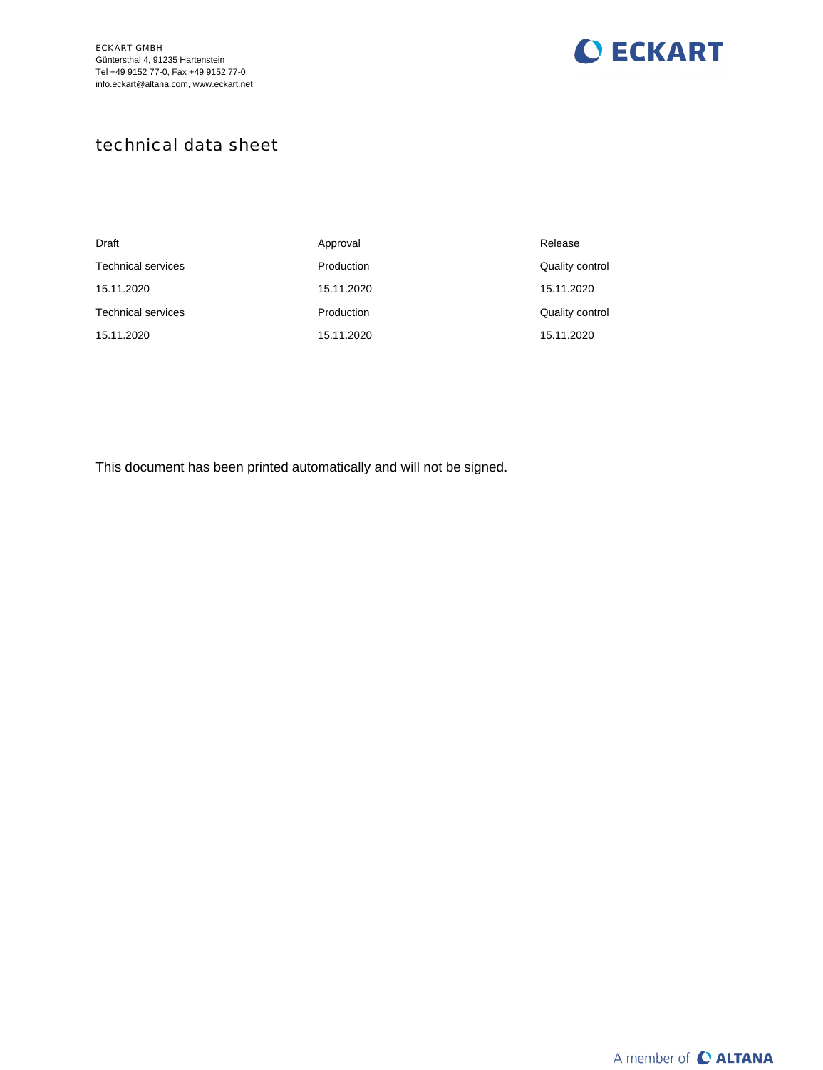ECKART GMBH
Güntersthal 4, 91235 Hartenstein
Tel +49 9152 77-0, Fax +49 9152 77-0
info.eckart@altana.com, www.eckart.net

# technical data sheet

| | | |
|---|---|---|
| Draft | Approval | Release |
| Technical services | Production | Quality control |
| 15.11.2020 | 15.11.2020 | 15.11.2020 |
| Technical services | Production | Quality control |
| 15.11.2020 | 15.11.2020 | 15.11.2020 |

This document has been printed automatically and will not be signed.